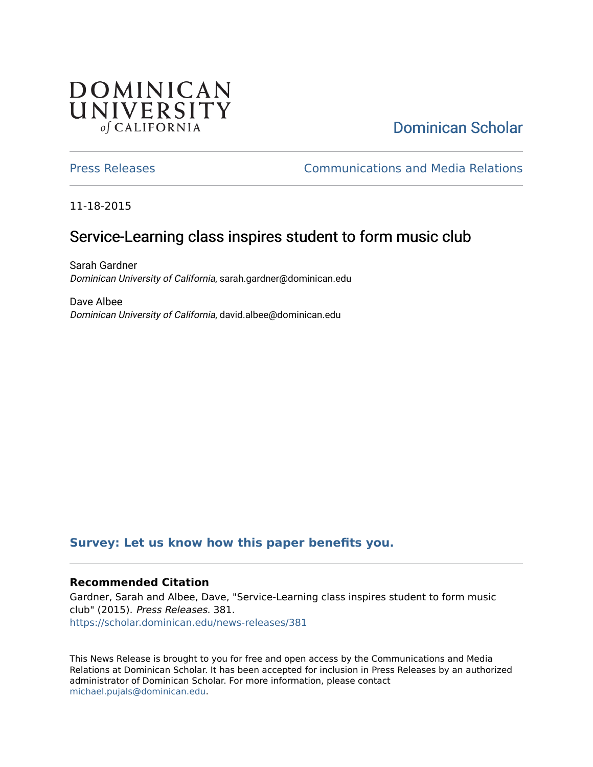DOMINICAN UNIVERSITY of CALIFORNIA

Dominican Scholar

Press Releases

Communications and Media Relations

11-18-2015

# Service-Learning class inspires student to form music club

Sarah Gardner
*Dominican University of California*, sarah.gardner@dominican.edu

Dave Albee
*Dominican University of California*, david.albee@dominican.edu

**Survey: Let us know how this paper benefits you.**

### Recommended Citation

Gardner, Sarah and Albee, Dave, "Service-Learning class inspires student to form music club" (2015). *Press Releases*. 381.
https://scholar.dominican.edu/news-releases/381

This News Release is brought to you for free and open access by the Communications and Media Relations at Dominican Scholar. It has been accepted for inclusion in Press Releases by an authorized administrator of Dominican Scholar. For more information, please contact michael.pujals@dominican.edu.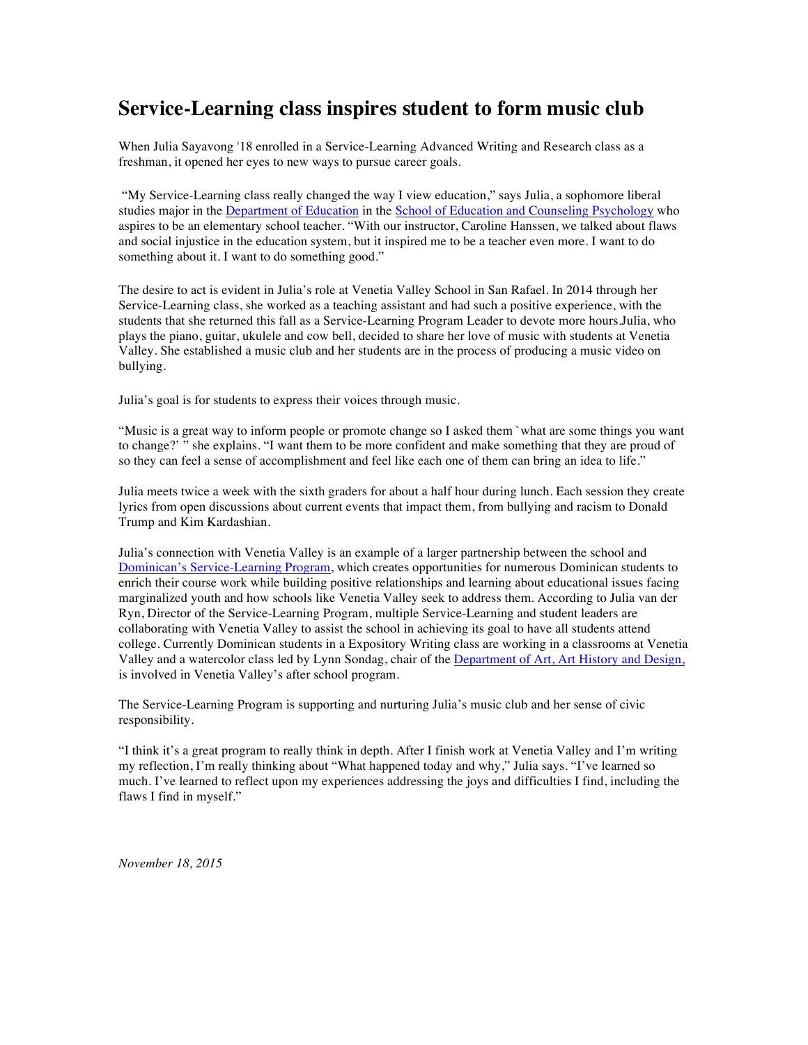# Service-Learning class inspires student to form music club

When Julia Sayavong '18 enrolled in a Service-Learning Advanced Writing and Research class as a freshman, it opened her eyes to new ways to pursue career goals.

"My Service-Learning class really changed the way I view education," says Julia, a sophomore liberal studies major in the Department of Education in the School of Education and Counseling Psychology who aspires to be an elementary school teacher. "With our instructor, Caroline Hanssen, we talked about flaws and social injustice in the education system, but it inspired me to be a teacher even more. I want to do something about it. I want to do something good."

The desire to act is evident in Julia's role at Venetia Valley School in San Rafael. In 2014 through her Service-Learning class, she worked as a teaching assistant and had such a positive experience, with the students that she returned this fall as a Service-Learning Program Leader to devote more hours.Julia, who plays the piano, guitar, ukulele and cow bell, decided to share her love of music with students at Venetia Valley. She established a music club and her students are in the process of producing a music video on bullying.

Julia's goal is for students to express their voices through music.

"Music is a great way to inform people or promote change so I asked them `what are some things you want to change?' " she explains. "I want them to be more confident and make something that they are proud of so they can feel a sense of accomplishment and feel like each one of them can bring an idea to life."

Julia meets twice a week with the sixth graders for about a half hour during lunch. Each session they create lyrics from open discussions about current events that impact them, from bullying and racism to Donald Trump and Kim Kardashian.

Julia's connection with Venetia Valley is an example of a larger partnership between the school and Dominican's Service-Learning Program, which creates opportunities for numerous Dominican students to enrich their course work while building positive relationships and learning about educational issues facing marginalized youth and how schools like Venetia Valley seek to address them. According to Julia van der Ryn, Director of the Service-Learning Program, multiple Service-Learning and student leaders are collaborating with Venetia Valley to assist the school in achieving its goal to have all students attend college. Currently Dominican students in a Expository Writing class are working in a classrooms at Venetia Valley and a watercolor class led by Lynn Sondag, chair of the Department of Art, Art History and Design, is involved in Venetia Valley's after school program.

The Service-Learning Program is supporting and nurturing Julia's music club and her sense of civic responsibility.

"I think it's a great program to really think in depth. After I finish work at Venetia Valley and I'm writing my reflection, I'm really thinking about "What happened today and why," Julia says. "I've learned so much. I've learned to reflect upon my experiences addressing the joys and difficulties I find, including the flaws I find in myself."

*November 18, 2015*